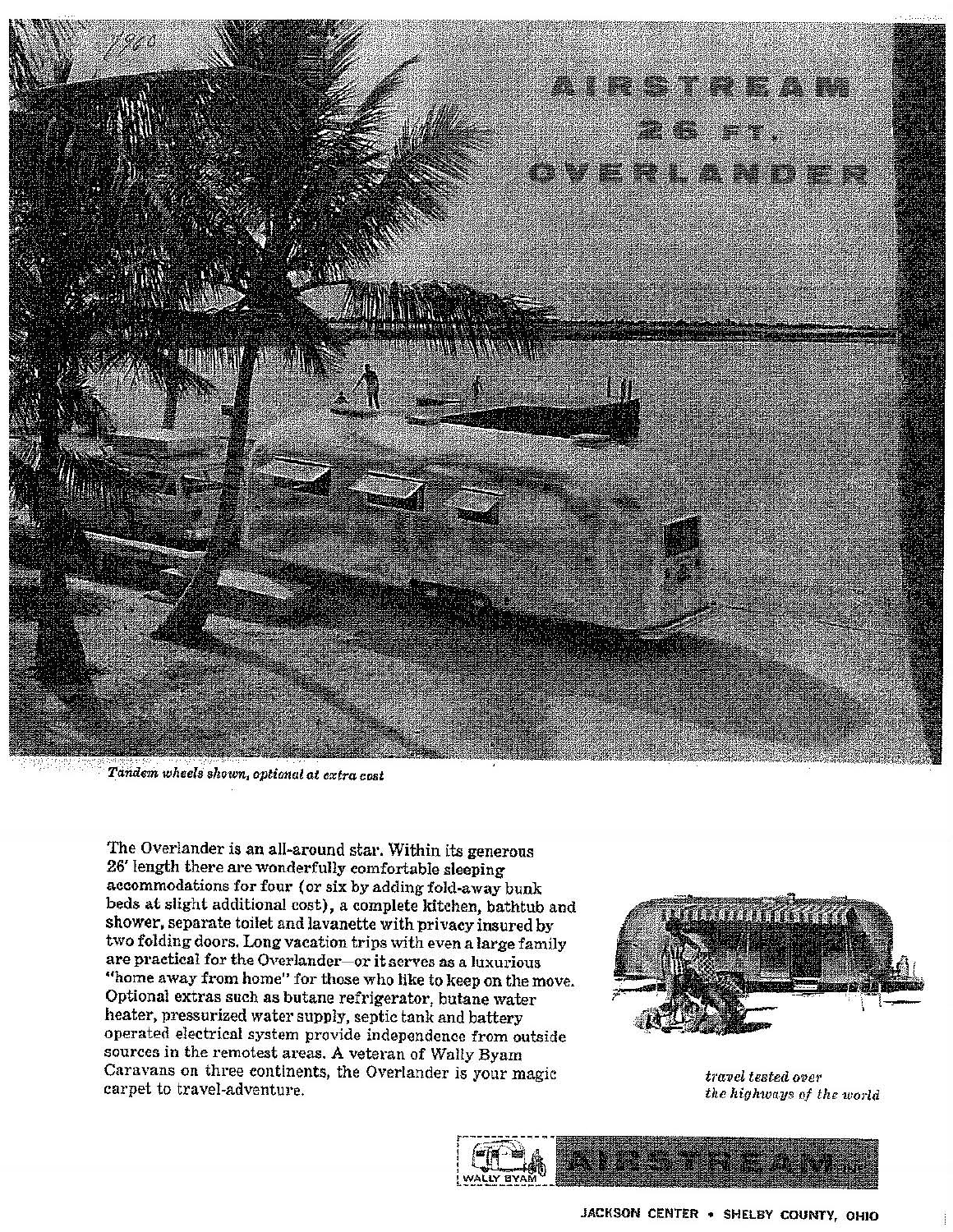# AIRSTREAM 26 FT. OVERLANDER

*Tandem wheels shown, optional at extra cost*

The Overlander is an all-around star. Within its generous 26' length there are wonderfully comfortable sleeping accommodations for four (or six by adding fold-away bunk beds at slight additional cost), a complete kitchen, bathtub and shower, separate toilet and lavanette with privacy insured by two folding doors. Long vacation trips with even a large family are practical for the Overlander—or it serves as a luxurious "home away from home" for those who like to keep on the move. Optional extras such as butane refrigerator, butane water heater, pressurized water supply, septic tank and battery operated electrical system provide independence from outside sources in the remotest areas. A veteran of Wally Byam Caravans on three continents, the Overlander is your magic carpet to travel-adventure.

*travel tested over the highways of the world*

WALLY BYAM

AIRSTREAM INC.

JACKSON CENTER • SHELBY COUNTY, OHIO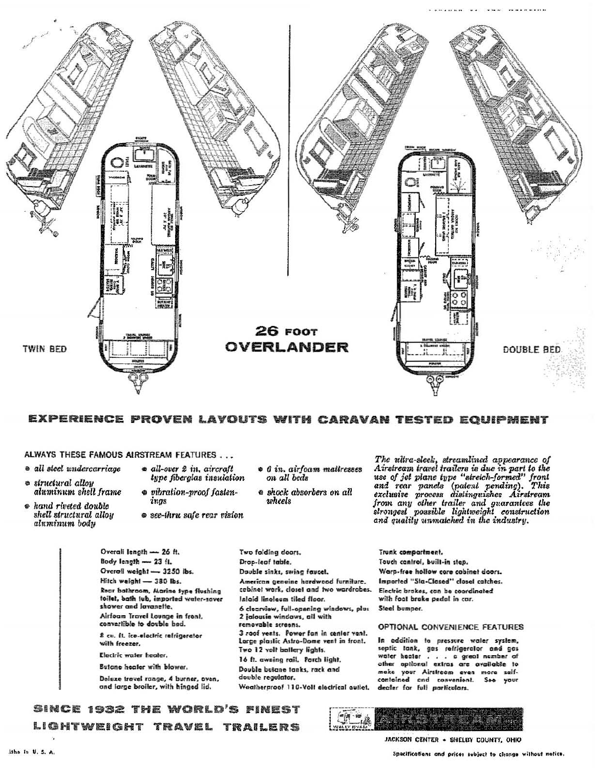TWIN BED

## 26 FOOT OVERLANDER

DOUBLE BED

## EXPERIENCE PROVEN LAYOUTS WITH CARAVAN TESTED EQUIPMENT

ALWAYS THESE FAMOUS AIRSTREAM FEATURES . . .

- *all steel undercarriage*
- *structural alloy aluminum shell frame*
- *hand riveted double shell structural alloy aluminum body*
- *all-over 2 in. aircraft type fiberglas insulation*
- *vibration-proof fastenings*
- *see-thru safe rear vision*
- *6 in. airfoam mattresses on all beds*
- *shock absorbers on all wheels*

*The ultra-sleek, streamlined appearance of Airstream travel trailers is due in part to the use of jet plane type "stretch-formed" front and rear panels (patent pending). This exclusive process distinguishes Airstream from any other trailer and guarantees the strongest possible lightweight construction and quality unmatched in the industry.*

Overall length — 26 ft.
Body length — 23 ft.
Overall weight — 3250 lbs.
Hitch weight — 380 lbs.
Rear bathroom, Marine type flushing toilet, bath tub, imported water-saver shower and lavanette.
Airfoam Travel Lounge in front, convertible to double bed.
8 cu. ft. ice-electric refrigerator with freezer.
Electric water heater.
Butane heater with blower.
Deluxe travel range, 4 burner, oven, and large broiler, with hinged lid.

Two folding doors.
Drop-leaf table.
Double sinks, swing faucet.
American genuine hardwood furniture, cabinet work, closet and two wardrobes.
Inlaid linoleum tiled floor.
6 clearview, full-opening windows, plus 2 jalousie windows, all with removable screens.
3 roof vents. Power fan in center vent. Large plastic Astro-Dome vent in front.
Two 12 volt battery lights.
16 ft. awning rail. Porch light.
Double butane tanks, rack and double regulator.
Weatherproof 110-Volt electrical outlet.

Trunk compartment.
Touch control, built-in step.
Warp-free hollow core cabinet doors.
Imported "Sta-Closed" closet catches.
Electric brakes, can be coordinated with foot brake pedal in car.
Steel bumper.

### OPTIONAL CONVENIENCE FEATURES

In addition to pressure water system, septic tank, gas refrigerator and gas water heater . . . a great number of other optional extras are available to make your Airstream even more self-contained and convenient. See your dealer for full particulars.

**SINCE 1932 THE WORLD'S FINEST LIGHTWEIGHT TRAVEL TRAILERS**

JACKSON CENTER • SHELBY COUNTY, OHIO

Litho in U. S. A.

Specifications and prices subject to change without notice.